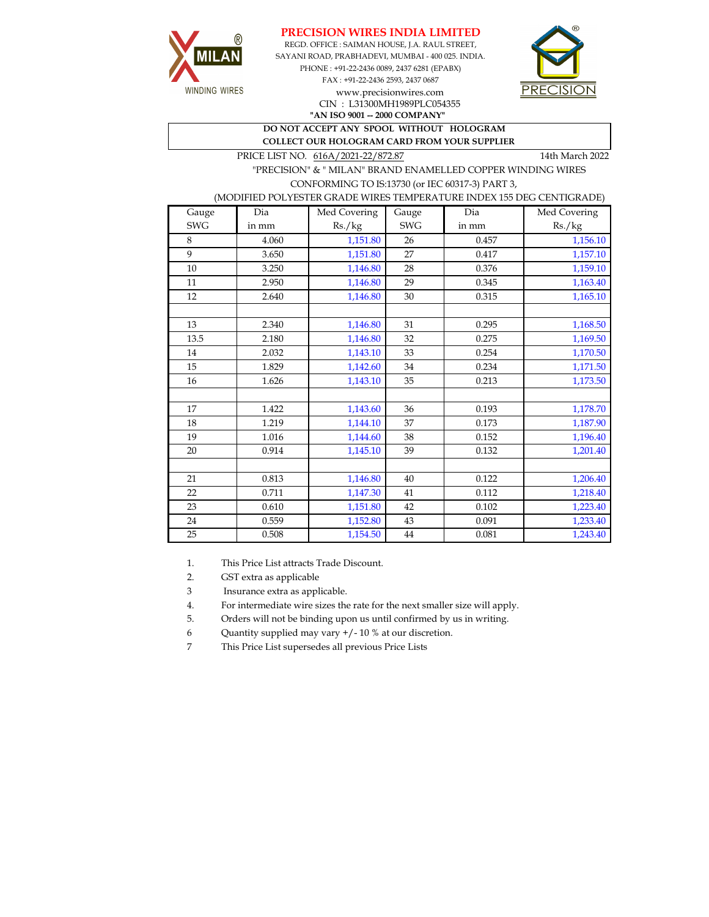# PRECISION WIRES INDIA LIMITED

REGD. OFFICE : SAIMAN HOUSE, J.A. RAUL STREET,
SAYANI ROAD, PRABHADEVI, MUMBAI - 400 025. INDIA.
PHONE : +91-22-2436 0089, 2437 6281 (EPABX)
FAX : +91-22-2436 2593, 2437 0687
www.precisionwires.com
CIN : L31300MH1989PLC054355
**"AN ISO 9001 -- 2000 COMPANY"**

MILAN WINDING WIRES

PRECISION

**DO NOT ACCEPT ANY SPOOL WITHOUT HOLOGRAM**
**COLLECT OUR HOLOGRAM CARD FROM YOUR SUPPLIER**

PRICE LIST NO. 616A/2021-22/872.87 — 14th March 2022

"PRECISION" & " MILAN" BRAND ENAMELLED COPPER WINDING WIRES
CONFORMING TO IS:13730 (or IEC 60317-3) PART 3,
(MODIFIED POLYESTER GRADE WIRES TEMPERATURE INDEX 155 DEG CENTIGRADE)

| Gauge SWG | Dia in mm | Med Covering Rs./kg | Gauge SWG | Dia in mm | Med Covering Rs./kg |
|---|---|---|---|---|---|
| 8 | 4.060 | 1,151.80 | 26 | 0.457 | 1,156.10 |
| 9 | 3.650 | 1,151.80 | 27 | 0.417 | 1,157.10 |
| 10 | 3.250 | 1,146.80 | 28 | 0.376 | 1,159.10 |
| 11 | 2.950 | 1,146.80 | 29 | 0.345 | 1,163.40 |
| 12 | 2.640 | 1,146.80 | 30 | 0.315 | 1,165.10 |
| | | | | | |
| 13 | 2.340 | 1,146.80 | 31 | 0.295 | 1,168.50 |
| 13.5 | 2.180 | 1,146.80 | 32 | 0.275 | 1,169.50 |
| 14 | 2.032 | 1,143.10 | 33 | 0.254 | 1,170.50 |
| 15 | 1.829 | 1,142.60 | 34 | 0.234 | 1,171.50 |
| 16 | 1.626 | 1,143.10 | 35 | 0.213 | 1,173.50 |
| | | | | | |
| 17 | 1.422 | 1,143.60 | 36 | 0.193 | 1,178.70 |
| 18 | 1.219 | 1,144.10 | 37 | 0.173 | 1,187.90 |
| 19 | 1.016 | 1,144.60 | 38 | 0.152 | 1,196.40 |
| 20 | 0.914 | 1,145.10 | 39 | 0.132 | 1,201.40 |
| | | | | | |
| 21 | 0.813 | 1,146.80 | 40 | 0.122 | 1,206.40 |
| 22 | 0.711 | 1,147.30 | 41 | 0.112 | 1,218.40 |
| 23 | 0.610 | 1,151.80 | 42 | 0.102 | 1,223.40 |
| 24 | 0.559 | 1,152.80 | 43 | 0.091 | 1,233.40 |
| 25 | 0.508 | 1,154.50 | 44 | 0.081 | 1,243.40 |

1. This Price List attracts Trade Discount.
2. GST extra as applicable
3. Insurance extra as applicable.
4. For intermediate wire sizes the rate for the next smaller size will apply.
5. Orders will not be binding upon us until confirmed by us in writing.
6. Quantity supplied may vary +/- 10 % at our discretion.
7. This Price List supersedes all previous Price Lists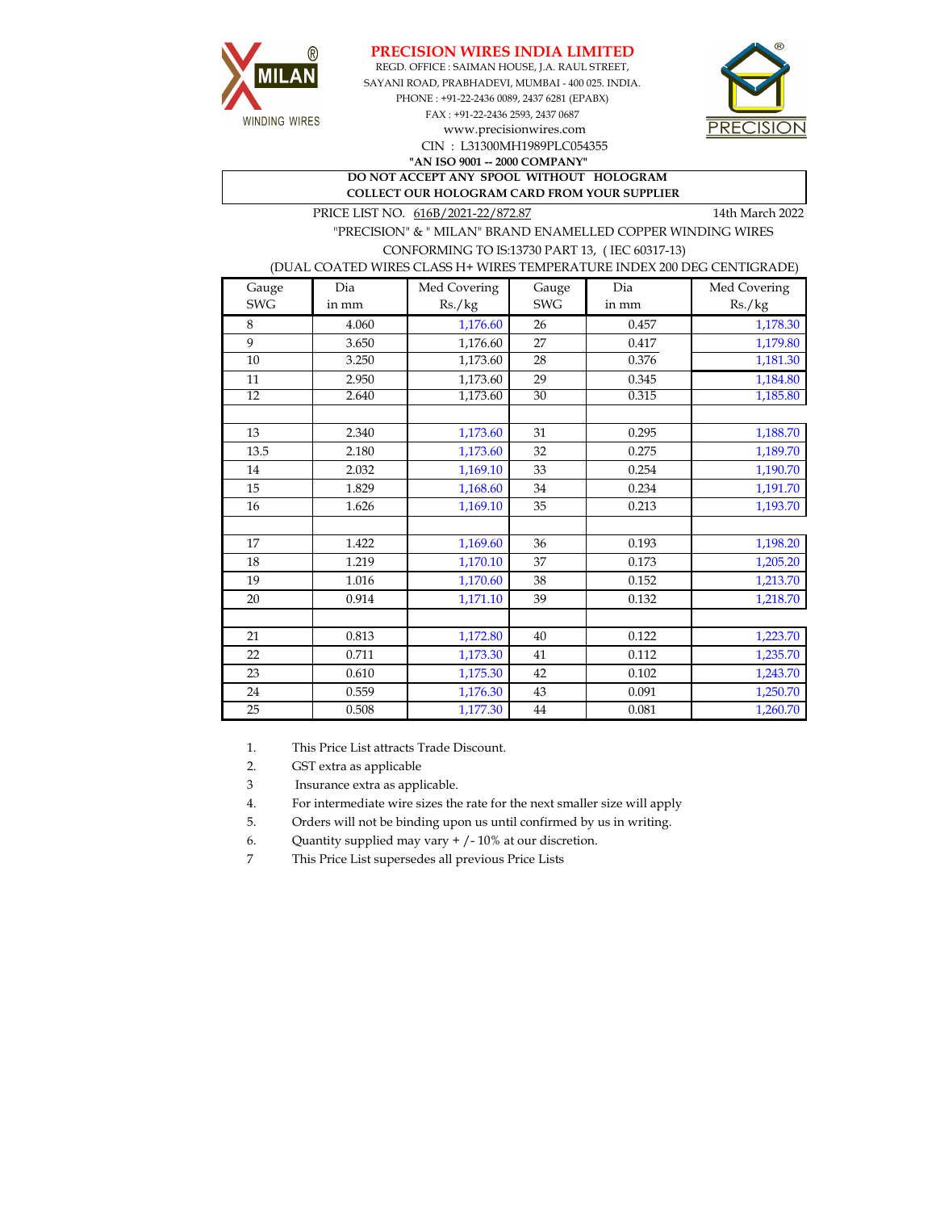**PRECISION WIRES INDIA LIMITED**

REGD. OFFICE : SAIMAN HOUSE, J.A. RAUL STREET,
SAYANI ROAD, PRABHADEVI, MUMBAI - 400 025. INDIA.
PHONE : +91-22-2436 0089, 2437 6281 (EPABX)
FAX : +91-22-2436 2593, 2437 0687
www.precisionwires.com
CIN : L31300MH1989PLC054355

**"AN ISO 9001 -- 2000 COMPANY"**

**DO NOT ACCEPT ANY SPOOL WITHOUT HOLOGRAM**
**COLLECT OUR HOLOGRAM CARD FROM YOUR SUPPLIER**

PRICE LIST NO. 616B/2021-22/872.87 — 14th March 2022

"PRECISION" & " MILAN" BRAND ENAMELLED COPPER WINDING WIRES
CONFORMING TO IS:13730 PART 13, ( IEC 60317-13)
(DUAL COATED WIRES CLASS H+ WIRES TEMPERATURE INDEX 200 DEG CENTIGRADE)

| Gauge SWG | Dia in mm | Med Covering Rs./kg | Gauge SWG | Dia in mm | Med Covering Rs./kg |
|---|---|---|---|---|---|
| 8 | 4.060 | 1,176.60 | 26 | 0.457 | 1,178.30 |
| 9 | 3.650 | 1,176.60 | 27 | 0.417 | 1,179.80 |
| 10 | 3.250 | 1,173.60 | 28 | 0.376 | 1,181.30 |
| 11 | 2.950 | 1,173.60 | 29 | 0.345 | 1,184.80 |
| 12 | 2.640 | 1,173.60 | 30 | 0.315 | 1,185.80 |
| | | | | | |
| 13 | 2.340 | 1,173.60 | 31 | 0.295 | 1,188.70 |
| 13.5 | 2.180 | 1,173.60 | 32 | 0.275 | 1,189.70 |
| 14 | 2.032 | 1,169.10 | 33 | 0.254 | 1,190.70 |
| 15 | 1.829 | 1,168.60 | 34 | 0.234 | 1,191.70 |
| 16 | 1.626 | 1,169.10 | 35 | 0.213 | 1,193.70 |
| | | | | | |
| 17 | 1.422 | 1,169.60 | 36 | 0.193 | 1,198.20 |
| 18 | 1.219 | 1,170.10 | 37 | 0.173 | 1,205.20 |
| 19 | 1.016 | 1,170.60 | 38 | 0.152 | 1,213.70 |
| 20 | 0.914 | 1,171.10 | 39 | 0.132 | 1,218.70 |
| | | | | | |
| 21 | 0.813 | 1,172.80 | 40 | 0.122 | 1,223.70 |
| 22 | 0.711 | 1,173.30 | 41 | 0.112 | 1,235.70 |
| 23 | 0.610 | 1,175.30 | 42 | 0.102 | 1,243.70 |
| 24 | 0.559 | 1,176.30 | 43 | 0.091 | 1,250.70 |
| 25 | 0.508 | 1,177.30 | 44 | 0.081 | 1,260.70 |

1. This Price List attracts Trade Discount.
2. GST extra as applicable
3. Insurance extra as applicable.
4. For intermediate wire sizes the rate for the next smaller size will apply
5. Orders will not be binding upon us until confirmed by us in writing.
6. Quantity supplied may vary + /- 10% at our discretion.
7. This Price List supersedes all previous Price Lists